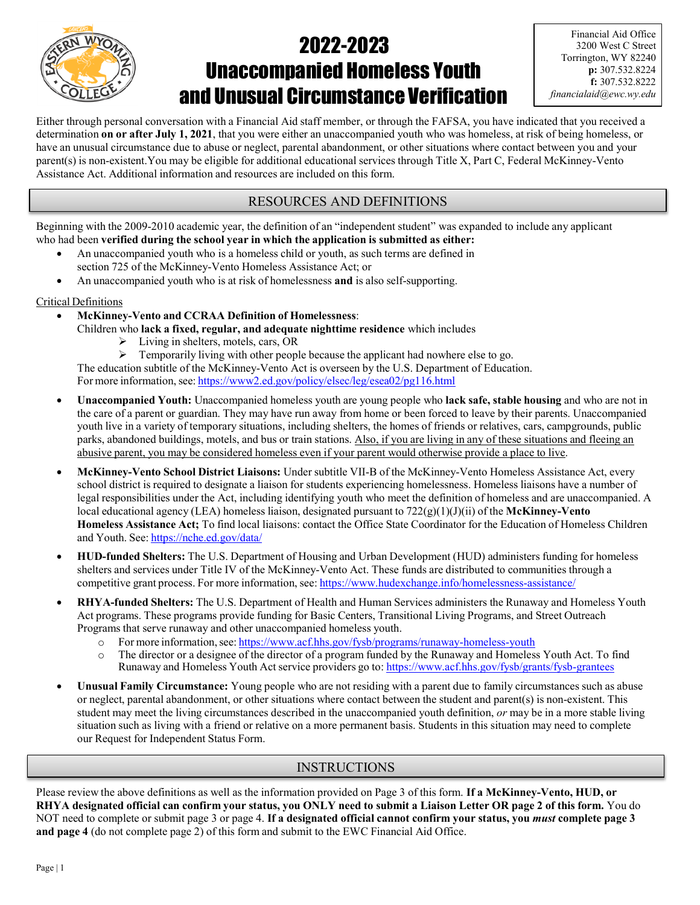Financial Aid Office
3200 West C Street
Torrington, WY 82240
**p:** 307.532.8224
**f:** 307.532.8222
*financialaid@ewc.wy.edu*

# 2022-2023 Unaccompanied Homeless Youth and Unusual Circumstance Verification

Either through personal conversation with a Financial Aid staff member, or through the FAFSA, you have indicated that you received a determination **on or after July 1, 2021**, that you were either an unaccompanied youth who was homeless, at risk of being homeless, or have an unusual circumstance due to abuse or neglect, parental abandonment, or other situations where contact between you and your parent(s) is non-existent.You may be eligible for additional educational services through Title X, Part C, Federal McKinney-Vento Assistance Act. Additional information and resources are included on this form.

## RESOURCES AND DEFINITIONS

Beginning with the 2009-2010 academic year, the definition of an "independent student" was expanded to include any applicant who had been **verified during the school year in which the application is submitted as either:**

- An unaccompanied youth who is a homeless child or youth, as such terms are defined in section 725 of the McKinney-Vento Homeless Assistance Act; or
- An unaccompanied youth who is at risk of homelessness **and** is also self-supporting.

Critical Definitions

- **McKinney-Vento and CCRAA Definition of Homelessness**:
  Children who **lack a fixed, regular, and adequate nighttime residence** which includes
  - Living in shelters, motels, cars, OR
  - Temporarily living with other people because the applicant had nowhere else to go.

  The education subtitle of the McKinney-Vento Act is overseen by the U.S. Department of Education.
  For more information, see: https://www2.ed.gov/policy/elsec/leg/esea02/pg116.html
- **Unaccompanied Youth:** Unaccompanied homeless youth are young people who **lack safe, stable housing** and who are not in the care of a parent or guardian. They may have run away from home or been forced to leave by their parents. Unaccompanied youth live in a variety of temporary situations, including shelters, the homes of friends or relatives, cars, campgrounds, public parks, abandoned buildings, motels, and bus or train stations. Also, if you are living in any of these situations and fleeing an abusive parent, you may be considered homeless even if your parent would otherwise provide a place to live.
- **McKinney-Vento School District Liaisons:** Under subtitle VII-B of the McKinney-Vento Homeless Assistance Act, every school district is required to designate a liaison for students experiencing homelessness. Homeless liaisons have a number of legal responsibilities under the Act, including identifying youth who meet the definition of homeless and are unaccompanied. A local educational agency (LEA) homeless liaison, designated pursuant to 722(g)(1)(J)(ii) of the **McKinney-Vento Homeless Assistance Act;** To find local liaisons: contact the Office State Coordinator for the Education of Homeless Children and Youth. See: https://nche.ed.gov/data/
- **HUD-funded Shelters:** The U.S. Department of Housing and Urban Development (HUD) administers funding for homeless shelters and services under Title IV of the McKinney-Vento Act. These funds are distributed to communities through a competitive grant process. For more information, see: https://www.hudexchange.info/homelessness-assistance/
- **RHYA-funded Shelters:** The U.S. Department of Health and Human Services administers the Runaway and Homeless Youth Act programs. These programs provide funding for Basic Centers, Transitional Living Programs, and Street Outreach Programs that serve runaway and other unaccompanied homeless youth.
  - For more information, see: https://www.acf.hhs.gov/fysb/programs/runaway-homeless-youth
  - The director or a designee of the director of a program funded by the Runaway and Homeless Youth Act. To find Runaway and Homeless Youth Act service providers go to: https://www.acf.hhs.gov/fysb/grants/fysb-grantees
- **Unusual Family Circumstance:** Young people who are not residing with a parent due to family circumstances such as abuse or neglect, parental abandonment, or other situations where contact between the student and parent(s) is non-existent. This student may meet the living circumstances described in the unaccompanied youth definition, *or* may be in a more stable living situation such as living with a friend or relative on a more permanent basis. Students in this situation may need to complete our Request for Independent Status Form.

## INSTRUCTIONS

Please review the above definitions as well as the information provided on Page 3 of this form. **If a McKinney-Vento, HUD, or RHYA designated official can confirm your status, you ONLY need to submit a Liaison Letter OR page 2 of this form.** You do NOT need to complete or submit page 3 or page 4. **If a designated official cannot confirm your status, you *must* complete page 3 and page 4** (do not complete page 2) of this form and submit to the EWC Financial Aid Office.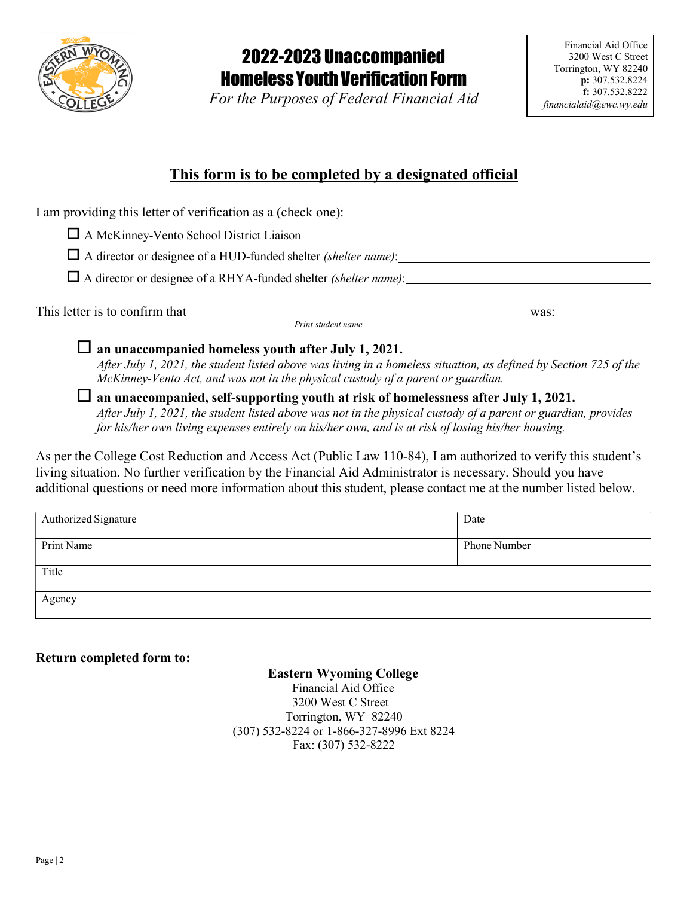# 2022-2023 Unaccompanied Homeless Youth Verification Form

*For the Purposes of Federal Financial Aid*

Financial Aid Office
3200 West C Street
Torrington, WY 82240
**p:** 307.532.8224
**f:** 307.532.8222
*financialaid@ewc.wy.edu*

## This form is to be completed by a designated official

I am providing this letter of verification as a (check one):

- ☐ A McKinney-Vento School District Liaison
- ☐ A director or designee of a HUD-funded shelter *(shelter name)*: ____________________
- ☐ A director or designee of a RHYA-funded shelter *(shelter name)*: ____________________

This letter is to confirm that ______________________________ was:
*Print student name*

☐ **an unaccompanied homeless youth after July 1, 2021.**
*After July 1, 2021, the student listed above was living in a homeless situation, as defined by Section 725 of the McKinney-Vento Act, and was not in the physical custody of a parent or guardian.*

☐ **an unaccompanied, self-supporting youth at risk of homelessness after July 1, 2021.**
*After July 1, 2021, the student listed above was not in the physical custody of a parent or guardian, provides for his/her own living expenses entirely on his/her own, and is at risk of losing his/her housing.*

As per the College Cost Reduction and Access Act (Public Law 110-84), I am authorized to verify this student's living situation. No further verification by the Financial Aid Administrator is necessary. Should you have additional questions or need more information about this student, please contact me at the number listed below.

| Authorized Signature | Date |
|---|---|
| Print Name | Phone Number |
| Title | |
| Agency | |

**Return completed form to:**

**Eastern Wyoming College**
Financial Aid Office
3200 West C Street
Torrington, WY 82240
(307) 532-8224 or 1-866-327-8996 Ext 8224
Fax: (307) 532-8222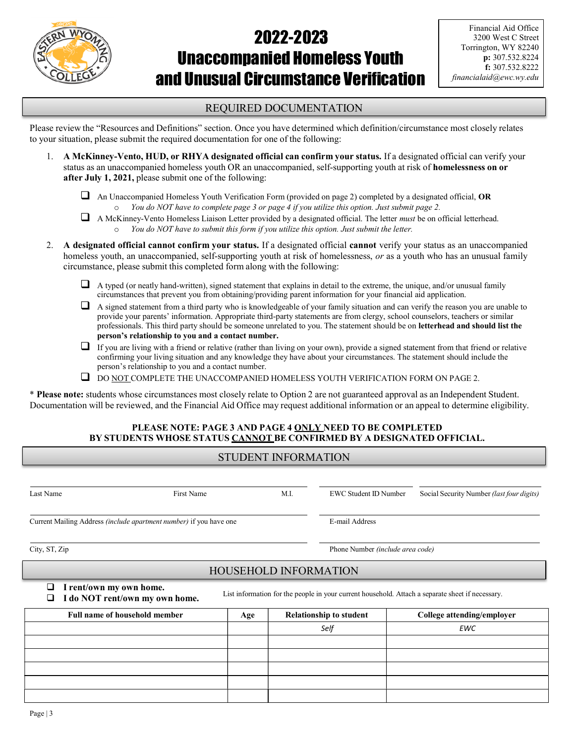# 2022-2023 Unaccompanied Homeless Youth and Unusual Circumstance Verification

Financial Aid Office
3200 West C Street
Torrington, WY 82240
**p:** 307.532.8224
**f:** 307.532.8222
*financialaid@ewc.wy.edu*

## REQUIRED DOCUMENTATION

Please review the "Resources and Definitions" section. Once you have determined which definition/circumstance most closely relates to your situation, please submit the required documentation for one of the following:

1. **A McKinney-Vento, HUD, or RHYA designated official can confirm your status.** If a designated official can verify your status as an unaccompanied homeless youth OR an unaccompanied, self-supporting youth at risk of **homelessness on or after July 1, 2021,** please submit one of the following:
   - ❑ An Unaccompanied Homeless Youth Verification Form (provided on page 2) completed by a designated official, **OR**
     - *You do NOT have to complete page 3 or page 4 if you utilize this option. Just submit page 2.*
   - ❑ A McKinney-Vento Homeless Liaison Letter provided by a designated official. The letter *must* be on official letterhead.
     - *You do NOT have to submit this form if you utilize this option. Just submit the letter.*

2. **A designated official cannot confirm your status.** If a designated official **cannot** verify your status as an unaccompanied homeless youth, an unaccompanied, self-supporting youth at risk of homelessness, *or* as a youth who has an unusual family circumstance, please submit this completed form along with the following:
   - ❑ A typed (or neatly hand-written), signed statement that explains in detail to the extreme, the unique, and/or unusual family circumstances that prevent you from obtaining/providing parent information for your financial aid application.
   - ❑ A signed statement from a third party who is knowledgeable of your family situation and can verify the reason you are unable to provide your parents' information. Appropriate third-party statements are from clergy, school counselors, teachers or similar professionals. This third party should be someone unrelated to you. The statement should be on **letterhead and should list the person's relationship to you and a contact number.**
   - ❑ If you are living with a friend or relative (rather than living on your own), provide a signed statement from that friend or relative confirming your living situation and any knowledge they have about your circumstances. The statement should include the person's relationship to you and a contact number.
   - ❑ DO NOT COMPLETE THE UNACCOMPANIED HOMELESS YOUTH VERIFICATION FORM ON PAGE 2.

\* **Please note:** students whose circumstances most closely relate to Option 2 are not guaranteed approval as an Independent Student. Documentation will be reviewed, and the Financial Aid Office may request additional information or an appeal to determine eligibility.

**PLEASE NOTE: PAGE 3 AND PAGE 4 ONLY NEED TO BE COMPLETED BY STUDENTS WHOSE STATUS CANNOT BE CONFIRMED BY A DESIGNATED OFFICIAL.**

## STUDENT INFORMATION

Last Name ____________ First Name ____________ M.I. ____ EWC Student ID Number ____________ Social Security Number *(last four digits)* ____________

Current Mailing Address *(include apartment number)* if you have one ____________ E-mail Address ____________

City, ST, Zip ____________ Phone Number *(include area code)* ____________

## HOUSEHOLD INFORMATION

- ❑ **I rent/own my own home.**
- ❑ **I do NOT rent/own my own home.**

List information for the people in your current household. Attach a separate sheet if necessary.

| Full name of household member | Age | Relationship to student | College attending/employer |
|---|---|---|---|
| | | *Self* | *EWC* |
| | | | |
| | | | |
| | | | |
| | | | |
| | | | |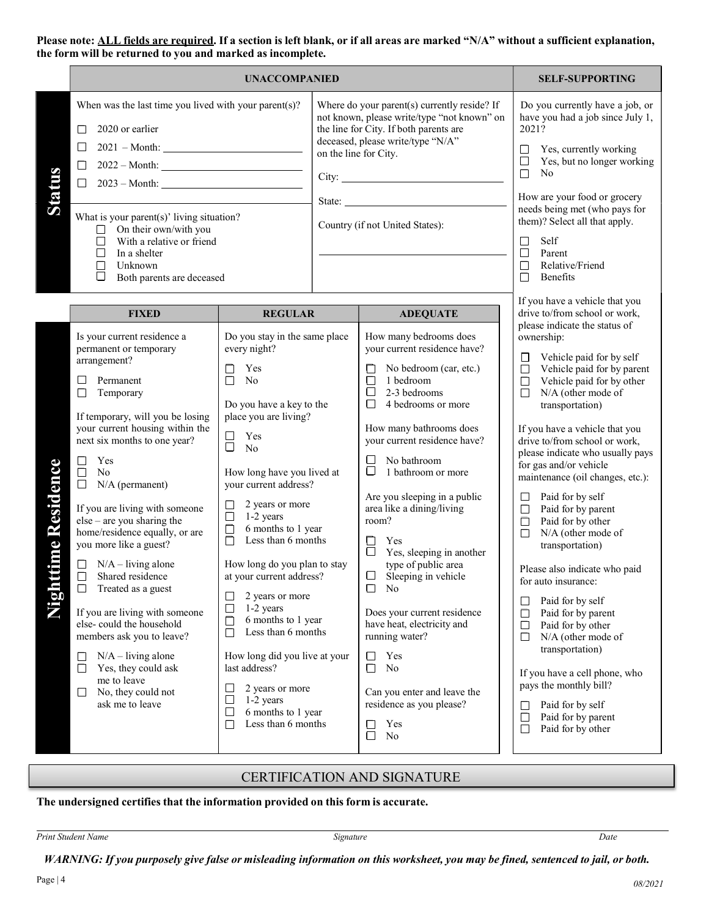**Please note: ALL fields are required. If a section is left blank, or if all areas are marked "N/A" without a sufficient explanation, the form will be returned to you and marked as incomplete.**

## Status

### UNACCOMPANIED

When was the last time you lived with your parent(s)?

- ☐ 2020 or earlier
- ☐ 2021 – Month: ____________
- ☐ 2022 – Month: ____________
- ☐ 2023 – Month: ____________

What is your parent(s)' living situation?

- ☐ On their own/with you
- ☐ With a relative or friend
- ☐ In a shelter
- ☐ Unknown
- ☐ Both parents are deceased

Where do your parent(s) currently reside? If not known, please write/type "not known" on the line for City. If both parents are deceased, please write/type "N/A" on the line for City.

City: ____________

State: ____________

Country (if not United States):

____________

### SELF-SUPPORTING

Do you currently have a job, or have you had a job since July 1, 2021?

- ☐ Yes, currently working
- ☐ Yes, but no longer working
- ☐ No

How are your food or grocery needs being met (who pays for them)? Select all that apply.

- ☐ Self
- ☐ Parent
- ☐ Relative/Friend
- ☐ Benefits

If you have a vehicle that you drive to/from school or work, please indicate the status of ownership:

- ☐ Vehicle paid for by self
- ☐ Vehicle paid for by parent
- ☐ Vehicle paid for by other
- ☐ N/A (other mode of transportation)

If you have a vehicle that you drive to/from school or work, please indicate who usually pays for gas and/or vehicle maintenance (oil changes, etc.):

- ☐ Paid for by self
- ☐ Paid for by parent
- ☐ Paid for by other
- ☐ N/A (other mode of transportation)

Please also indicate who paid for auto insurance:

- ☐ Paid for by self
- ☐ Paid for by parent
- ☐ Paid for by other
- ☐ N/A (other mode of transportation)

If you have a cell phone, who pays the monthly bill?

- ☐ Paid for by self
- ☐ Paid for by parent
- ☐ Paid for by other

## Nighttime Residence

### FIXED

Is your current residence a permanent or temporary arrangement?

- ☐ Permanent
- ☐ Temporary

If temporary, will you be losing your current housing within the next six months to one year?

- ☐ Yes
- ☐ No
- ☐ N/A (permanent)

If you are living with someone else – are you sharing the home/residence equally, or are you more like a guest?

- ☐ N/A – living alone
- ☐ Shared residence
- ☐ Treated as a guest

If you are living with someone else- could the household members ask you to leave?

- ☐ N/A – living alone
- ☐ Yes, they could ask me to leave
- ☐ No, they could not ask me to leave

### REGULAR

Do you stay in the same place every night?

- ☐ Yes
- ☐ No

Do you have a key to the place you are living?

- ☐ Yes
- ☐ No

How long have you lived at your current address?

- ☐ 2 years or more
- ☐ 1-2 years
- ☐ 6 months to 1 year
- ☐ Less than 6 months

How long do you plan to stay at your current address?

- ☐ 2 years or more
- ☐ 1-2 years
- ☐ 6 months to 1 year
- ☐ Less than 6 months

How long did you live at your last address?

- ☐ 2 years or more
- ☐ 1-2 years
- ☐ 6 months to 1 year
- ☐ Less than 6 months

### ADEQUATE

How many bedrooms does your current residence have?

- ☐ No bedroom (car, etc.)
- ☐ 1 bedroom
- ☐ 2-3 bedrooms
- ☐ 4 bedrooms or more

How many bathrooms does your current residence have?

- ☐ No bathroom
- ☐ 1 bathroom or more

Are you sleeping in a public area like a dining/living room?

- ☐ Yes
- ☐ Yes, sleeping in another type of public area
- ☐ Sleeping in vehicle
- ☐ No

Does your current residence have heat, electricity and running water?

- ☐ Yes
- ☐ No

Can you enter and leave the residence as you please?

- ☐ Yes
- ☐ No

## CERTIFICATION AND SIGNATURE

**The undersigned certifies that the information provided on this form is accurate.**

*Print Student Name* ____________ *Signature* ____________ *Date* ____________

***WARNING: If you purposely give false or misleading information on this worksheet, you may be fined, sentenced to jail, or both.***

08/2021